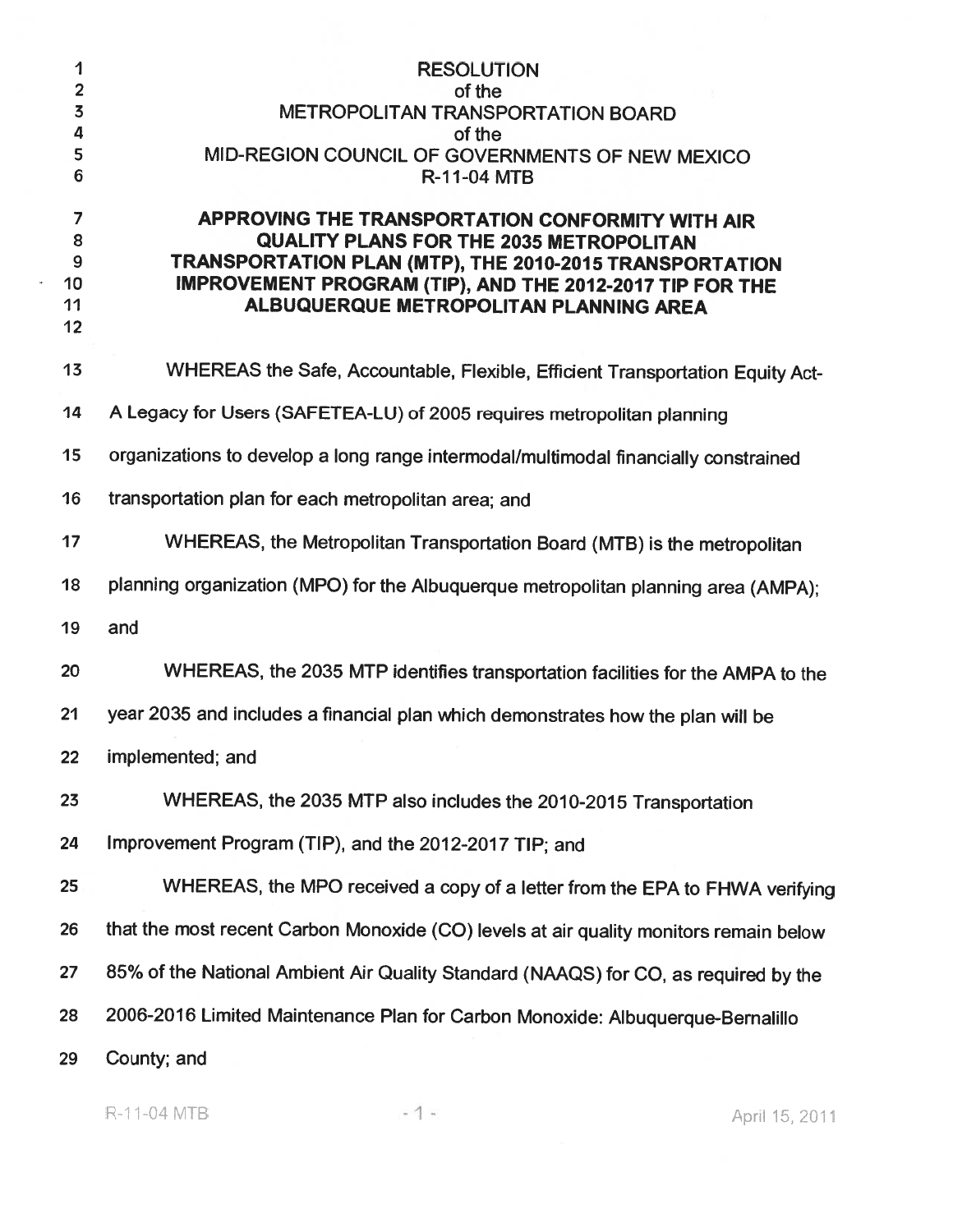RESOLUTION
of the
METROPOLITAN TRANSPORTATION BOARD
of the
MID-REGION COUNCIL OF GOVERNMENTS OF NEW MEXICO
R-11-04 MTB

**APPROVING THE TRANSPORTATION CONFORMITY WITH AIR QUALITY PLANS FOR THE 2035 METROPOLITAN TRANSPORTATION PLAN (MTP), THE 2010-2015 TRANSPORTATION IMPROVEMENT PROGRAM (TIP), AND THE 2012-2017 TIP FOR THE ALBUQUERQUE METROPOLITAN PLANNING AREA**

WHEREAS the Safe, Accountable, Flexible, Efficient Transportation Equity Act-A Legacy for Users (SAFETEA-LU) of 2005 requires metropolitan planning organizations to develop a long range intermodal/multimodal financially constrained transportation plan for each metropolitan area; and

WHEREAS, the Metropolitan Transportation Board (MTB) is the metropolitan planning organization (MPO) for the Albuquerque metropolitan planning area (AMPA); and

WHEREAS, the 2035 MTP identifies transportation facilities for the AMPA to the year 2035 and includes a financial plan which demonstrates how the plan will be implemented; and

WHEREAS, the 2035 MTP also includes the 2010-2015 Transportation Improvement Program (TIP), and the 2012-2017 TIP; and

WHEREAS, the MPO received a copy of a letter from the EPA to FHWA verifying that the most recent Carbon Monoxide (CO) levels at air quality monitors remain below 85% of the National Ambient Air Quality Standard (NAAQS) for CO, as required by the 2006-2016 Limited Maintenance Plan for Carbon Monoxide: Albuquerque-Bernalillo County; and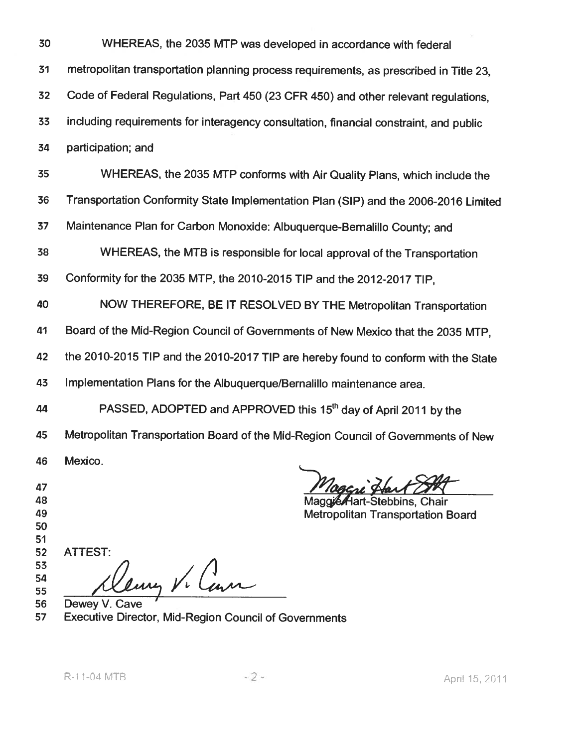WHEREAS, the 2035 MTP was developed in accordance with federal metropolitan transportation planning process requirements, as prescribed in Title 23, Code of Federal Regulations, Part 450 (23 CFR 450) and other relevant regulations, including requirements for interagency consultation, financial constraint, and public participation; and

WHEREAS, the 2035 MTP conforms with Air Quality Plans, which include the Transportation Conformity State Implementation Plan (SIP) and the 2006-2016 Limited Maintenance Plan for Carbon Monoxide: Albuquerque-Bernalillo County; and

WHEREAS, the MTB is responsible for local approval of the Transportation Conformity for the 2035 MTP, the 2010-2015 TIP and the 2012-2017 TIP,

NOW THEREFORE, BE IT RESOLVED BY THE Metropolitan Transportation Board of the Mid-Region Council of Governments of New Mexico that the 2035 MTP, the 2010-2015 TIP and the 2010-2017 TIP are hereby found to conform with the State Implementation Plans for the Albuquerque/Bernalillo maintenance area.

PASSED, ADOPTED and APPROVED this 15th day of April 2011 by the Metropolitan Transportation Board of the Mid-Region Council of Governments of New Mexico.

Maggie Hart-Stebbins, Chair
Metropolitan Transportation Board

ATTEST:

Dewey V. Cave
Executive Director, Mid-Region Council of Governments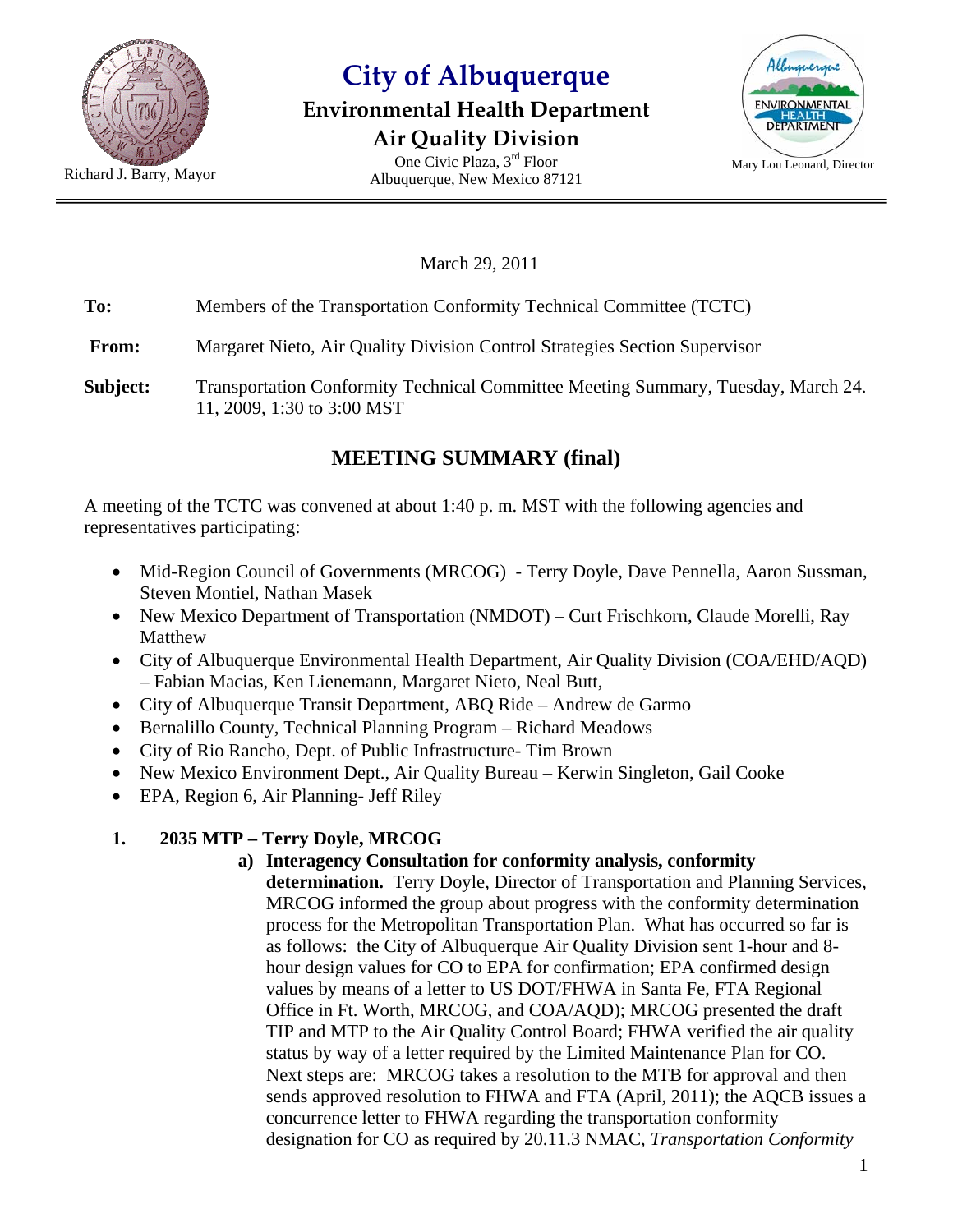# City of Albuquerque

## Environmental Health Department

## Air Quality Division

One Civic Plaza, 3rd Floor
Albuquerque, New Mexico 87121

Richard J. Barry, Mayor

Mary Lou Leonard, Director

March 29, 2011

**To:** Members of the Transportation Conformity Technical Committee (TCTC)

**From:** Margaret Nieto, Air Quality Division Control Strategies Section Supervisor

**Subject:** Transportation Conformity Technical Committee Meeting Summary, Tuesday, March 24. 11, 2009, 1:30 to 3:00 MST

## MEETING SUMMARY (final)

A meeting of the TCTC was convened at about 1:40 p. m. MST with the following agencies and representatives participating:

- Mid-Region Council of Governments (MRCOG) - Terry Doyle, Dave Pennella, Aaron Sussman, Steven Montiel, Nathan Masek
- New Mexico Department of Transportation (NMDOT) – Curt Frischkorn, Claude Morelli, Ray Matthew
- City of Albuquerque Environmental Health Department, Air Quality Division (COA/EHD/AQD) – Fabian Macias, Ken Lienemann, Margaret Nieto, Neal Butt,
- City of Albuquerque Transit Department, ABQ Ride – Andrew de Garmo
- Bernalillo County, Technical Planning Program – Richard Meadows
- City of Rio Rancho, Dept. of Public Infrastructure- Tim Brown
- New Mexico Environment Dept., Air Quality Bureau – Kerwin Singleton, Gail Cooke
- EPA, Region 6, Air Planning- Jeff Riley

**1. 2035 MTP – Terry Doyle, MRCOG**

**a) Interagency Consultation for conformity analysis, conformity determination.** Terry Doyle, Director of Transportation and Planning Services, MRCOG informed the group about progress with the conformity determination process for the Metropolitan Transportation Plan. What has occurred so far is as follows: the City of Albuquerque Air Quality Division sent 1-hour and 8-hour design values for CO to EPA for confirmation; EPA confirmed design values by means of a letter to US DOT/FHWA in Santa Fe, FTA Regional Office in Ft. Worth, MRCOG, and COA/AQD); MRCOG presented the draft TIP and MTP to the Air Quality Control Board; FHWA verified the air quality status by way of a letter required by the Limited Maintenance Plan for CO. Next steps are: MRCOG takes a resolution to the MTB for approval and then sends approved resolution to FHWA and FTA (April, 2011); the AQCB issues a concurrence letter to FHWA regarding the transportation conformity designation for CO as required by 20.11.3 NMAC, *Transportation Conformity*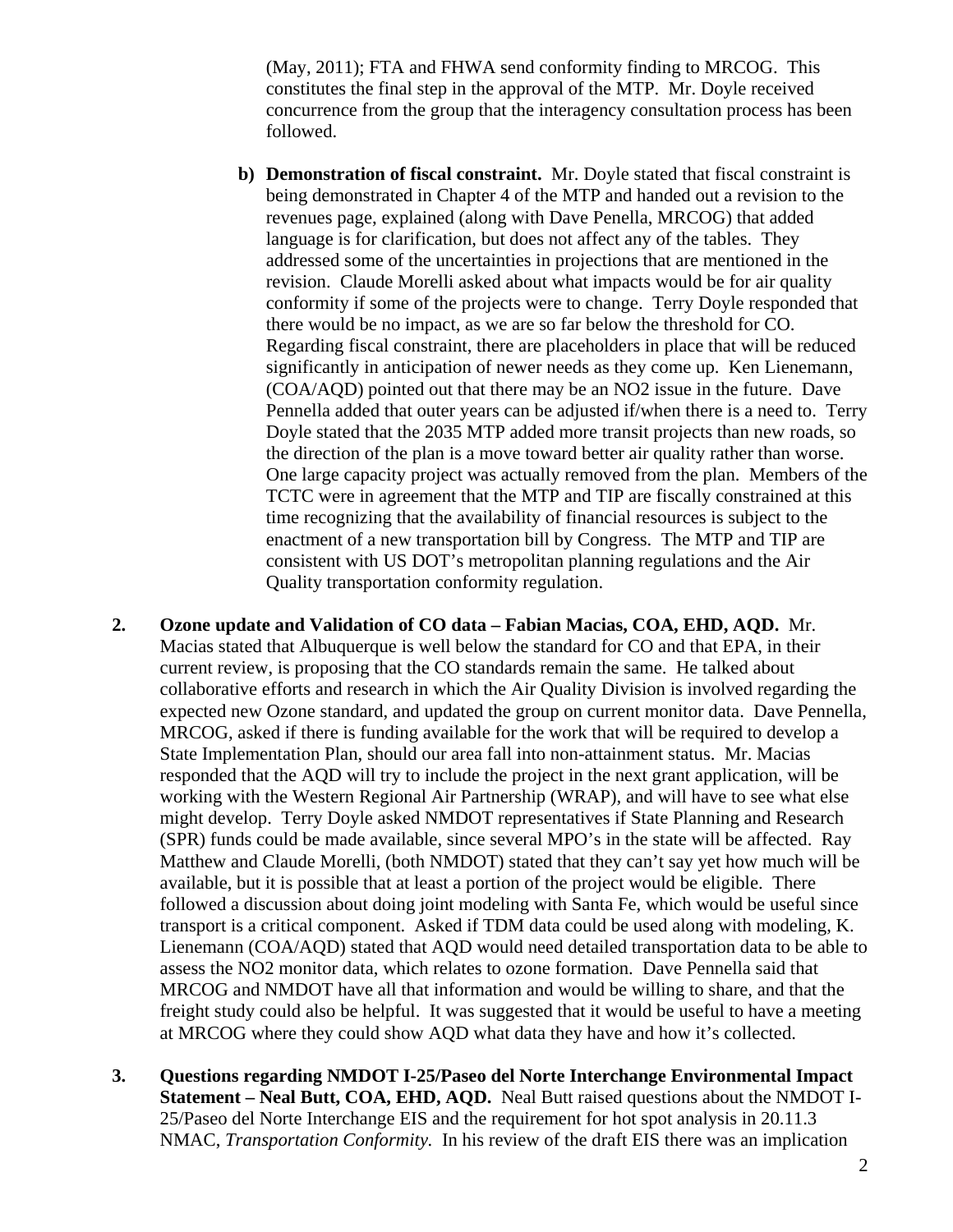(May, 2011); FTA and FHWA send conformity finding to MRCOG. This constitutes the final step in the approval of the MTP. Mr. Doyle received concurrence from the group that the interagency consultation process has been followed.

b) **Demonstration of fiscal constraint.** Mr. Doyle stated that fiscal constraint is being demonstrated in Chapter 4 of the MTP and handed out a revision to the revenues page, explained (along with Dave Penella, MRCOG) that added language is for clarification, but does not affect any of the tables. They addressed some of the uncertainties in projections that are mentioned in the revision. Claude Morelli asked about what impacts would be for air quality conformity if some of the projects were to change. Terry Doyle responded that there would be no impact, as we are so far below the threshold for CO. Regarding fiscal constraint, there are placeholders in place that will be reduced significantly in anticipation of newer needs as they come up. Ken Lienemann, (COA/AQD) pointed out that there may be an NO2 issue in the future. Dave Pennella added that outer years can be adjusted if/when there is a need to. Terry Doyle stated that the 2035 MTP added more transit projects than new roads, so the direction of the plan is a move toward better air quality rather than worse. One large capacity project was actually removed from the plan. Members of the TCTC were in agreement that the MTP and TIP are fiscally constrained at this time recognizing that the availability of financial resources is subject to the enactment of a new transportation bill by Congress. The MTP and TIP are consistent with US DOT's metropolitan planning regulations and the Air Quality transportation conformity regulation.

2. **Ozone update and Validation of CO data – Fabian Macias, COA, EHD, AQD.** Mr. Macias stated that Albuquerque is well below the standard for CO and that EPA, in their current review, is proposing that the CO standards remain the same. He talked about collaborative efforts and research in which the Air Quality Division is involved regarding the expected new Ozone standard, and updated the group on current monitor data. Dave Pennella, MRCOG, asked if there is funding available for the work that will be required to develop a State Implementation Plan, should our area fall into non-attainment status. Mr. Macias responded that the AQD will try to include the project in the next grant application, will be working with the Western Regional Air Partnership (WRAP), and will have to see what else might develop. Terry Doyle asked NMDOT representatives if State Planning and Research (SPR) funds could be made available, since several MPO's in the state will be affected. Ray Matthew and Claude Morelli, (both NMDOT) stated that they can't say yet how much will be available, but it is possible that at least a portion of the project would be eligible. There followed a discussion about doing joint modeling with Santa Fe, which would be useful since transport is a critical component. Asked if TDM data could be used along with modeling, K. Lienemann (COA/AQD) stated that AQD would need detailed transportation data to be able to assess the NO2 monitor data, which relates to ozone formation. Dave Pennella said that MRCOG and NMDOT have all that information and would be willing to share, and that the freight study could also be helpful. It was suggested that it would be useful to have a meeting at MRCOG where they could show AQD what data they have and how it's collected.

3. **Questions regarding NMDOT I-25/Paseo del Norte Interchange Environmental Impact Statement – Neal Butt, COA, EHD, AQD.** Neal Butt raised questions about the NMDOT I-25/Paseo del Norte Interchange EIS and the requirement for hot spot analysis in 20.11.3 NMAC, *Transportation Conformity.* In his review of the draft EIS there was an implication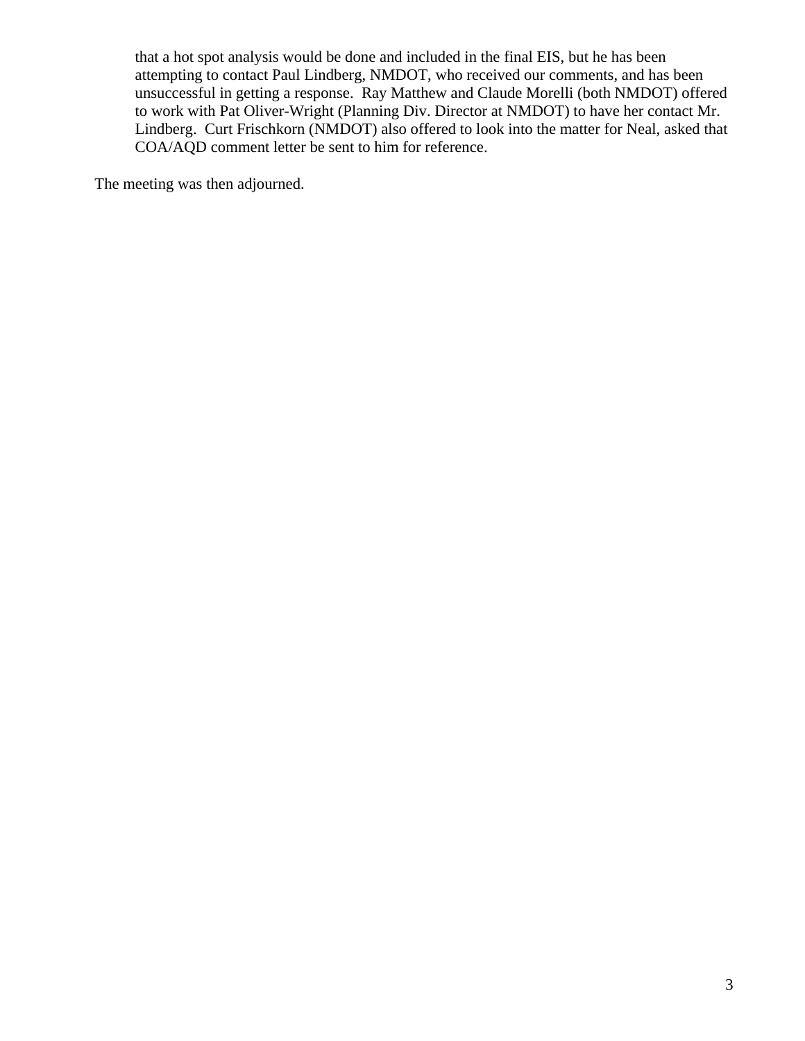that a hot spot analysis would be done and included in the final EIS, but he has been attempting to contact Paul Lindberg, NMDOT, who received our comments, and has been unsuccessful in getting a response. Ray Matthew and Claude Morelli (both NMDOT) offered to work with Pat Oliver-Wright (Planning Div. Director at NMDOT) to have her contact Mr. Lindberg. Curt Frischkorn (NMDOT) also offered to look into the matter for Neal, asked that COA/AQD comment letter be sent to him for reference.

The meeting was then adjourned.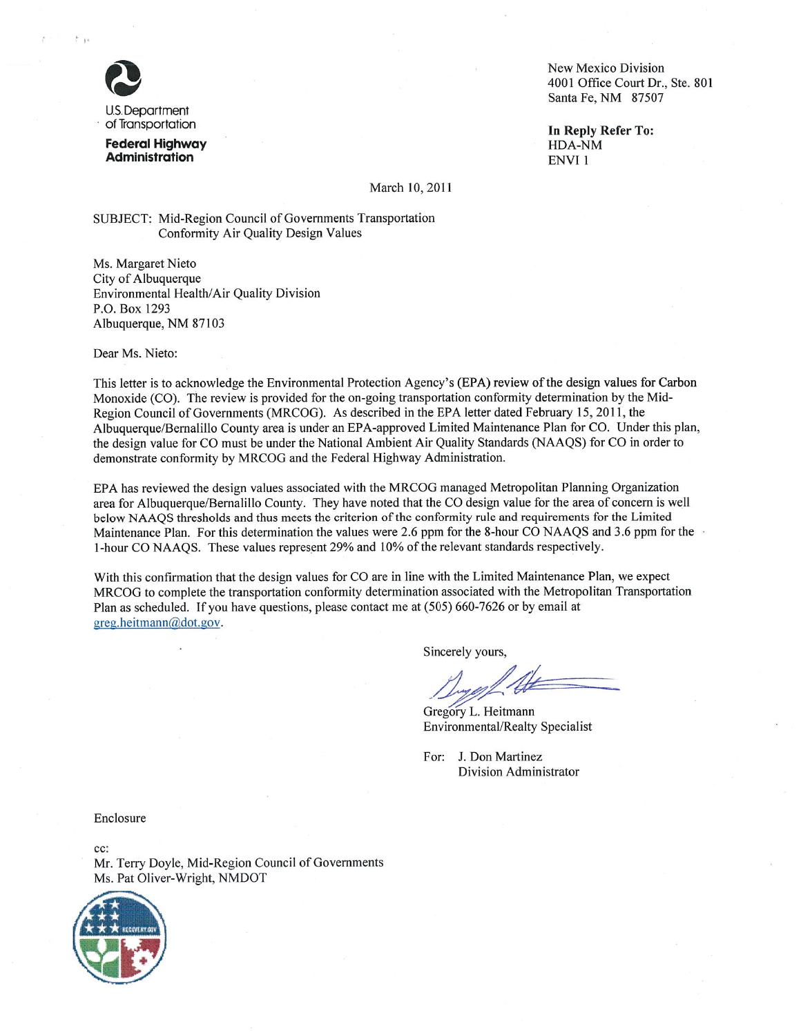U.S. Department of Transportation

**Federal Highway Administration**

New Mexico Division
4001 Office Court Dr., Ste. 801
Santa Fe, NM 87507

**In Reply Refer To:**
HDA-NM
ENVI 1

March 10, 2011

SUBJECT: Mid-Region Council of Governments Transportation Conformity Air Quality Design Values

Ms. Margaret Nieto
City of Albuquerque
Environmental Health/Air Quality Division
P.O. Box 1293
Albuquerque, NM 87103

Dear Ms. Nieto:

This letter is to acknowledge the Environmental Protection Agency's (EPA) review of the design values for Carbon Monoxide (CO). The review is provided for the on-going transportation conformity determination by the Mid-Region Council of Governments (MRCOG). As described in the EPA letter dated February 15, 2011, the Albuquerque/Bernalillo County area is under an EPA-approved Limited Maintenance Plan for CO. Under this plan, the design value for CO must be under the National Ambient Air Quality Standards (NAAQS) for CO in order to demonstrate conformity by MRCOG and the Federal Highway Administration.

EPA has reviewed the design values associated with the MRCOG managed Metropolitan Planning Organization area for Albuquerque/Bernalillo County. They have noted that the CO design value for the area of concern is well below NAAQS thresholds and thus meets the criterion of the conformity rule and requirements for the Limited Maintenance Plan. For this determination the values were 2.6 ppm for the 8-hour CO NAAQS and 3.6 ppm for the 1-hour CO NAAQS. These values represent 29% and 10% of the relevant standards respectively.

With this confirmation that the design values for CO are in line with the Limited Maintenance Plan, we expect MRCOG to complete the transportation conformity determination associated with the Metropolitan Transportation Plan as scheduled. If you have questions, please contact me at (505) 660-7626 or by email at greg.heitmann@dot.gov.

Sincerely yours,

Gregory L. Heitmann
Environmental/Realty Specialist

For: J. Don Martinez
Division Administrator

Enclosure

cc:
Mr. Terry Doyle, Mid-Region Council of Governments
Ms. Pat Oliver-Wright, NMDOT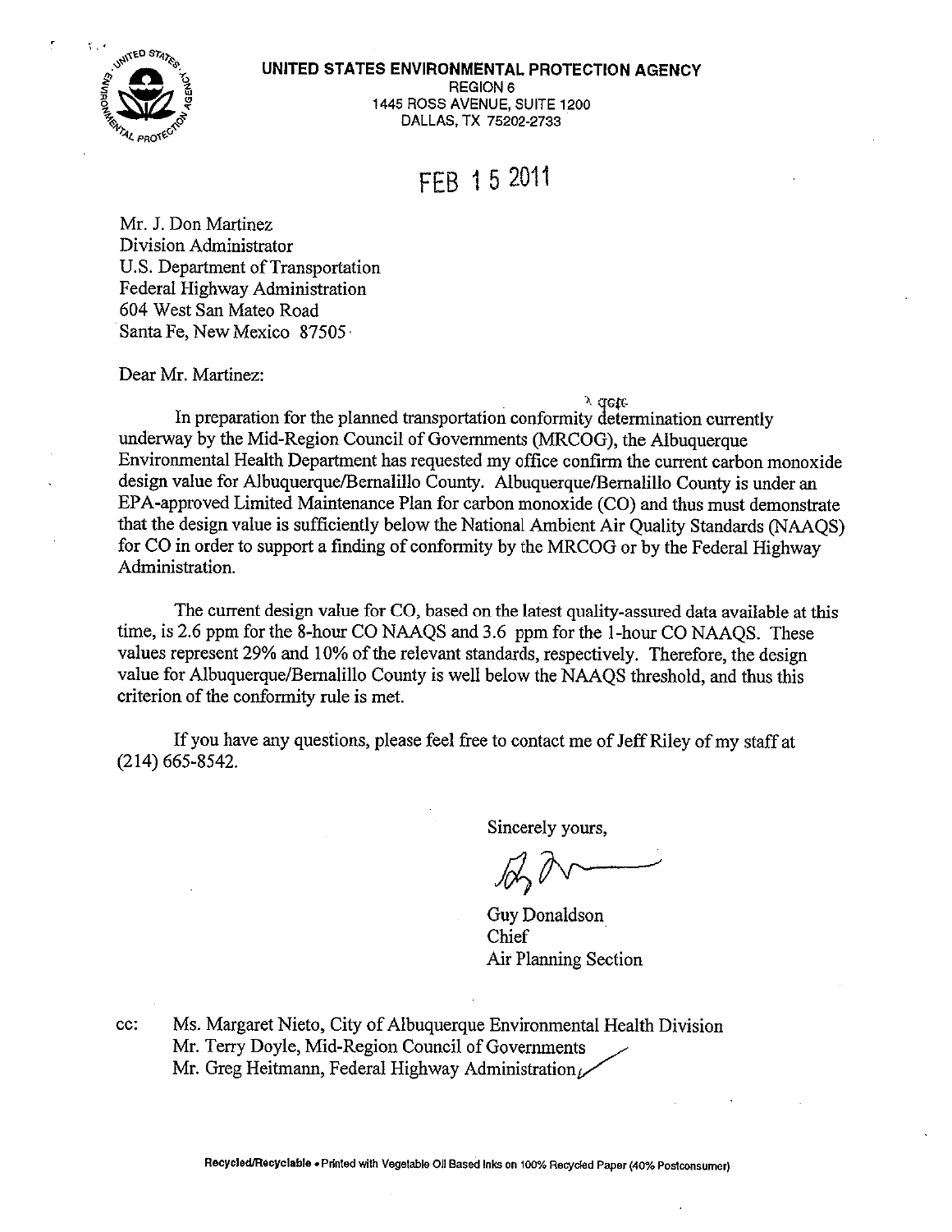**UNITED STATES ENVIRONMENTAL PROTECTION AGENCY**
REGION 6
1445 ROSS AVENUE, SUITE 1200
DALLAS, TX 75202-2733

FEB 15 2011

Mr. J. Don Martinez
Division Administrator
U.S. Department of Transportation
Federal Highway Administration
604 West San Mateo Road
Santa Fe, New Mexico 87505

Dear Mr. Martinez:

In preparation for the planned transportation conformity determination currently underway by the Mid-Region Council of Governments (MRCOG), the Albuquerque Environmental Health Department has requested my office confirm the current carbon monoxide design value for Albuquerque/Bernalillo County. Albuquerque/Bernalillo County is under an EPA-approved Limited Maintenance Plan for carbon monoxide (CO) and thus must demonstrate that the design value is sufficiently below the National Ambient Air Quality Standards (NAAQS) for CO in order to support a finding of conformity by the MRCOG or by the Federal Highway Administration.

The current design value for CO, based on the latest quality-assured data available at this time, is 2.6 ppm for the 8-hour CO NAAQS and 3.6 ppm for the 1-hour CO NAAQS. These values represent 29% and 10% of the relevant standards, respectively. Therefore, the design value for Albuquerque/Bernalillo County is well below the NAAQS threshold, and thus this criterion of the conformity rule is met.

If you have any questions, please feel free to contact me of Jeff Riley of my staff at (214) 665-8542.

Sincerely yours,

Guy Donaldson
Chief
Air Planning Section

cc: Ms. Margaret Nieto, City of Albuquerque Environmental Health Division
Mr. Terry Doyle, Mid-Region Council of Governments
Mr. Greg Heitmann, Federal Highway Administration

Recycled/Recyclable • Printed with Vegetable Oil Based Inks on 100% Recycled Paper (40% Postconsumer)